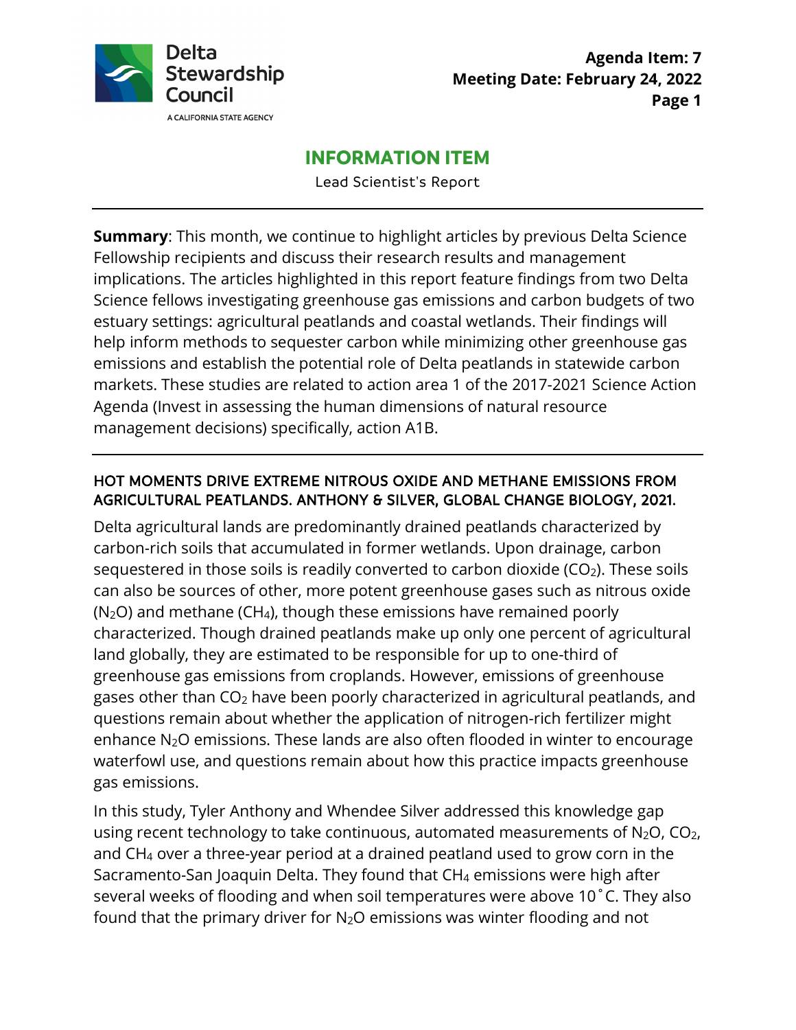Delta Stewardship Council

A CALIFORNIA STATE AGENCY

**Agenda Item: 7**
**Meeting Date: February 24, 2022**

# INFORMATION ITEM

Lead Scientist's Report

---

**Summary**: This month, we continue to highlight articles by previous Delta Science Fellowship recipients and discuss their research results and management implications. The articles highlighted in this report feature findings from two Delta Science fellows investigating greenhouse gas emissions and carbon budgets of two estuary settings: agricultural peatlands and coastal wetlands. Their findings will help inform methods to sequester carbon while minimizing other greenhouse gas emissions and establish the potential role of Delta peatlands in statewide carbon markets. These studies are related to action area 1 of the 2017-2021 Science Action Agenda (Invest in assessing the human dimensions of natural resource management decisions) specifically, action A1B.

---

## HOT MOMENTS DRIVE EXTREME NITROUS OXIDE AND METHANE EMISSIONS FROM AGRICULTURAL PEATLANDS. ANTHONY & SILVER, GLOBAL CHANGE BIOLOGY, 2021.

Delta agricultural lands are predominantly drained peatlands characterized by carbon-rich soils that accumulated in former wetlands. Upon drainage, carbon sequestered in those soils is readily converted to carbon dioxide ($CO_2$). These soils can also be sources of other, more potent greenhouse gases such as nitrous oxide ($N_2O$) and methane ($CH_4$), though these emissions have remained poorly characterized. Though drained peatlands make up only one percent of agricultural land globally, they are estimated to be responsible for up to one-third of greenhouse gas emissions from croplands. However, emissions of greenhouse gases other than $CO_2$ have been poorly characterized in agricultural peatlands, and questions remain about whether the application of nitrogen-rich fertilizer might enhance $N_2O$ emissions. These lands are also often flooded in winter to encourage waterfowl use, and questions remain about how this practice impacts greenhouse gas emissions.

In this study, Tyler Anthony and Whendee Silver addressed this knowledge gap using recent technology to take continuous, automated measurements of $N_2O$, $CO_2$, and $CH_4$ over a three-year period at a drained peatland used to grow corn in the Sacramento-San Joaquin Delta. They found that $CH_4$ emissions were high after several weeks of flooding and when soil temperatures were above 10˚C. They also found that the primary driver for $N_2O$ emissions was winter flooding and not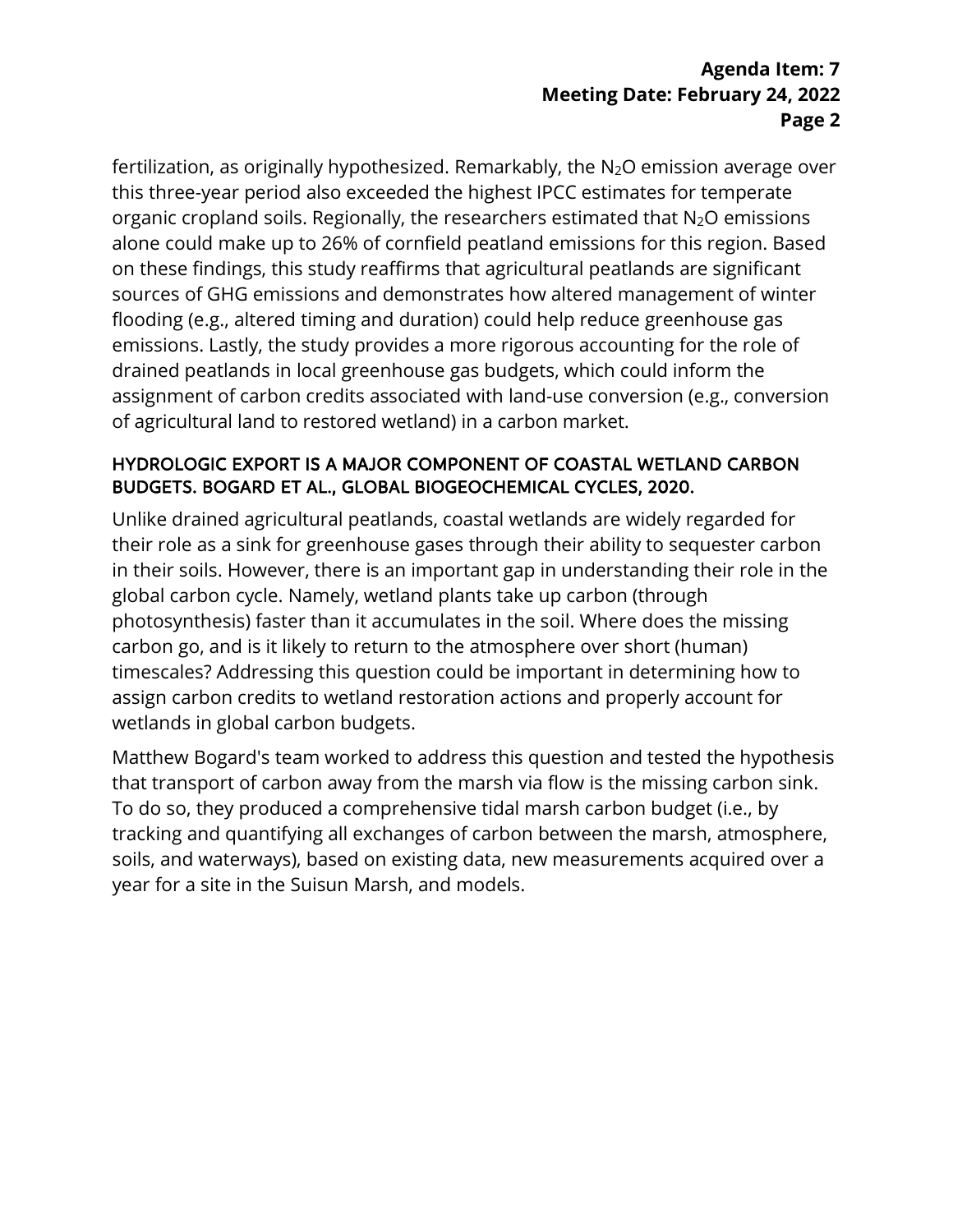fertilization, as originally hypothesized. Remarkably, the $N_2O$ emission average over this three-year period also exceeded the highest IPCC estimates for temperate organic cropland soils. Regionally, the researchers estimated that $N_2O$ emissions alone could make up to 26% of cornfield peatland emissions for this region. Based on these findings, this study reaffirms that agricultural peatlands are significant sources of GHG emissions and demonstrates how altered management of winter flooding (e.g., altered timing and duration) could help reduce greenhouse gas emissions. Lastly, the study provides a more rigorous accounting for the role of drained peatlands in local greenhouse gas budgets, which could inform the assignment of carbon credits associated with land-use conversion (e.g., conversion of agricultural land to restored wetland) in a carbon market.

### HYDROLOGIC EXPORT IS A MAJOR COMPONENT OF COASTAL WETLAND CARBON BUDGETS. BOGARD ET AL., GLOBAL BIOGEOCHEMICAL CYCLES, 2020.

Unlike drained agricultural peatlands, coastal wetlands are widely regarded for their role as a sink for greenhouse gases through their ability to sequester carbon in their soils. However, there is an important gap in understanding their role in the global carbon cycle. Namely, wetland plants take up carbon (through photosynthesis) faster than it accumulates in the soil. Where does the missing carbon go, and is it likely to return to the atmosphere over short (human) timescales? Addressing this question could be important in determining how to assign carbon credits to wetland restoration actions and properly account for wetlands in global carbon budgets.

Matthew Bogard's team worked to address this question and tested the hypothesis that transport of carbon away from the marsh via flow is the missing carbon sink. To do so, they produced a comprehensive tidal marsh carbon budget (i.e., by tracking and quantifying all exchanges of carbon between the marsh, atmosphere, soils, and waterways), based on existing data, new measurements acquired over a year for a site in the Suisun Marsh, and models.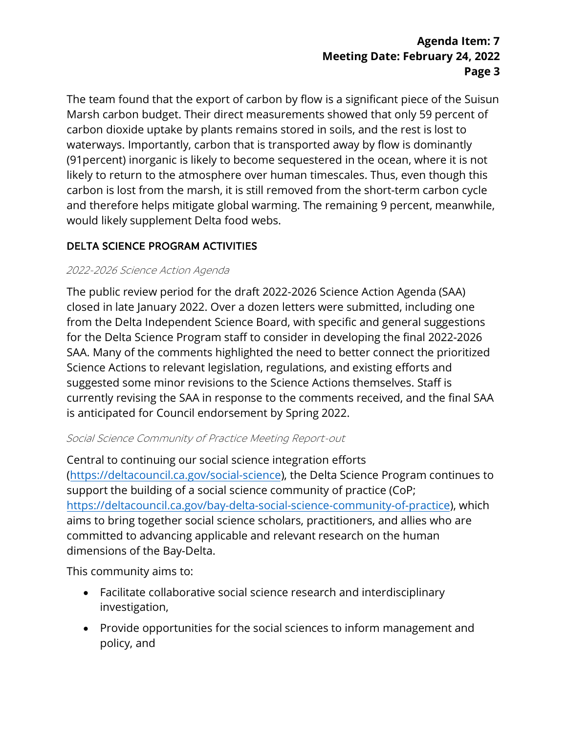The team found that the export of carbon by flow is a significant piece of the Suisun Marsh carbon budget. Their direct measurements showed that only 59 percent of carbon dioxide uptake by plants remains stored in soils, and the rest is lost to waterways. Importantly, carbon that is transported away by flow is dominantly (91percent) inorganic is likely to become sequestered in the ocean, where it is not likely to return to the atmosphere over human timescales. Thus, even though this carbon is lost from the marsh, it is still removed from the short-term carbon cycle and therefore helps mitigate global warming. The remaining 9 percent, meanwhile, would likely supplement Delta food webs.

## DELTA SCIENCE PROGRAM ACTIVITIES

### *2022-2026 Science Action Agenda*

The public review period for the draft 2022-2026 Science Action Agenda (SAA) closed in late January 2022. Over a dozen letters were submitted, including one from the Delta Independent Science Board, with specific and general suggestions for the Delta Science Program staff to consider in developing the final 2022-2026 SAA. Many of the comments highlighted the need to better connect the prioritized Science Actions to relevant legislation, regulations, and existing efforts and suggested some minor revisions to the Science Actions themselves. Staff is currently revising the SAA in response to the comments received, and the final SAA is anticipated for Council endorsement by Spring 2022.

### *Social Science Community of Practice Meeting Report-out*

Central to continuing our social science integration efforts (https://deltacouncil.ca.gov/social-science), the Delta Science Program continues to support the building of a social science community of practice (CoP; https://deltacouncil.ca.gov/bay-delta-social-science-community-of-practice), which aims to bring together social science scholars, practitioners, and allies who are committed to advancing applicable and relevant research on the human dimensions of the Bay-Delta.

This community aims to:

- Facilitate collaborative social science research and interdisciplinary investigation,
- Provide opportunities for the social sciences to inform management and policy, and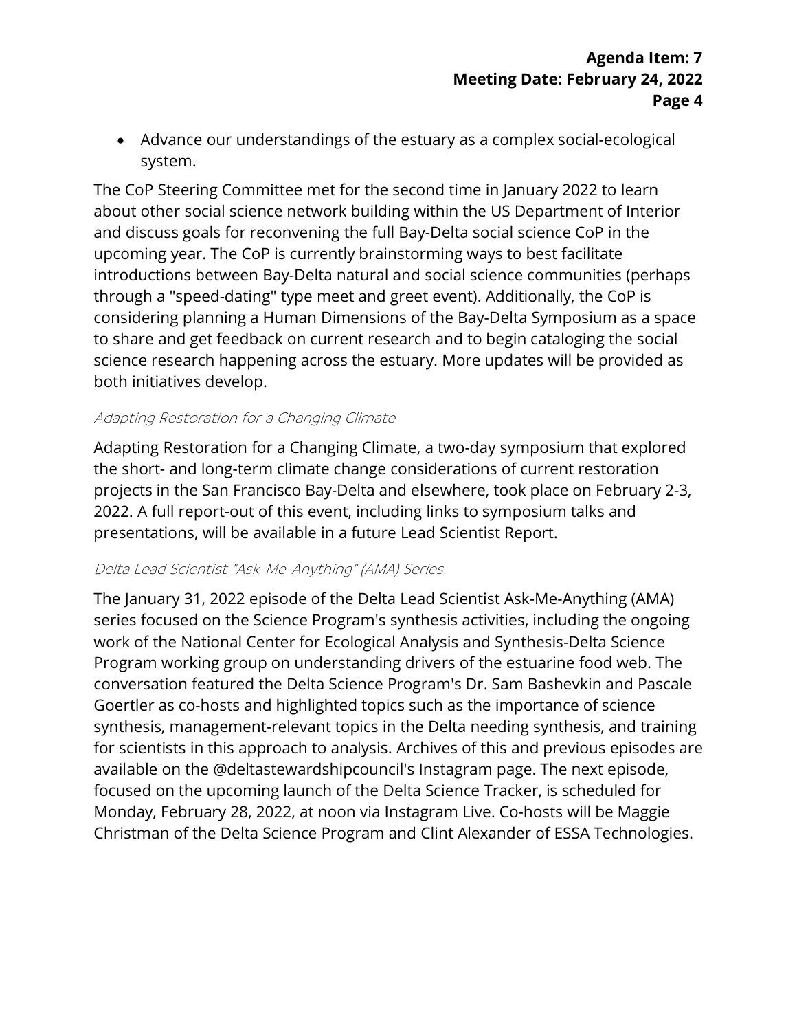- Advance our understandings of the estuary as a complex social-ecological system.

The CoP Steering Committee met for the second time in January 2022 to learn about other social science network building within the US Department of Interior and discuss goals for reconvening the full Bay-Delta social science CoP in the upcoming year. The CoP is currently brainstorming ways to best facilitate introductions between Bay-Delta natural and social science communities (perhaps through a "speed-dating" type meet and greet event). Additionally, the CoP is considering planning a Human Dimensions of the Bay-Delta Symposium as a space to share and get feedback on current research and to begin cataloging the social science research happening across the estuary. More updates will be provided as both initiatives develop.

#### *Adapting Restoration for a Changing Climate*

Adapting Restoration for a Changing Climate, a two-day symposium that explored the short- and long-term climate change considerations of current restoration projects in the San Francisco Bay-Delta and elsewhere, took place on February 2-3, 2022. A full report-out of this event, including links to symposium talks and presentations, will be available in a future Lead Scientist Report.

#### *Delta Lead Scientist "Ask-Me-Anything" (AMA) Series*

The January 31, 2022 episode of the Delta Lead Scientist Ask-Me-Anything (AMA) series focused on the Science Program's synthesis activities, including the ongoing work of the National Center for Ecological Analysis and Synthesis-Delta Science Program working group on understanding drivers of the estuarine food web. The conversation featured the Delta Science Program's Dr. Sam Bashevkin and Pascale Goertler as co-hosts and highlighted topics such as the importance of science synthesis, management-relevant topics in the Delta needing synthesis, and training for scientists in this approach to analysis. Archives of this and previous episodes are available on the @deltastewardshipcouncil's Instagram page. The next episode, focused on the upcoming launch of the Delta Science Tracker, is scheduled for Monday, February 28, 2022, at noon via Instagram Live. Co-hosts will be Maggie Christman of the Delta Science Program and Clint Alexander of ESSA Technologies.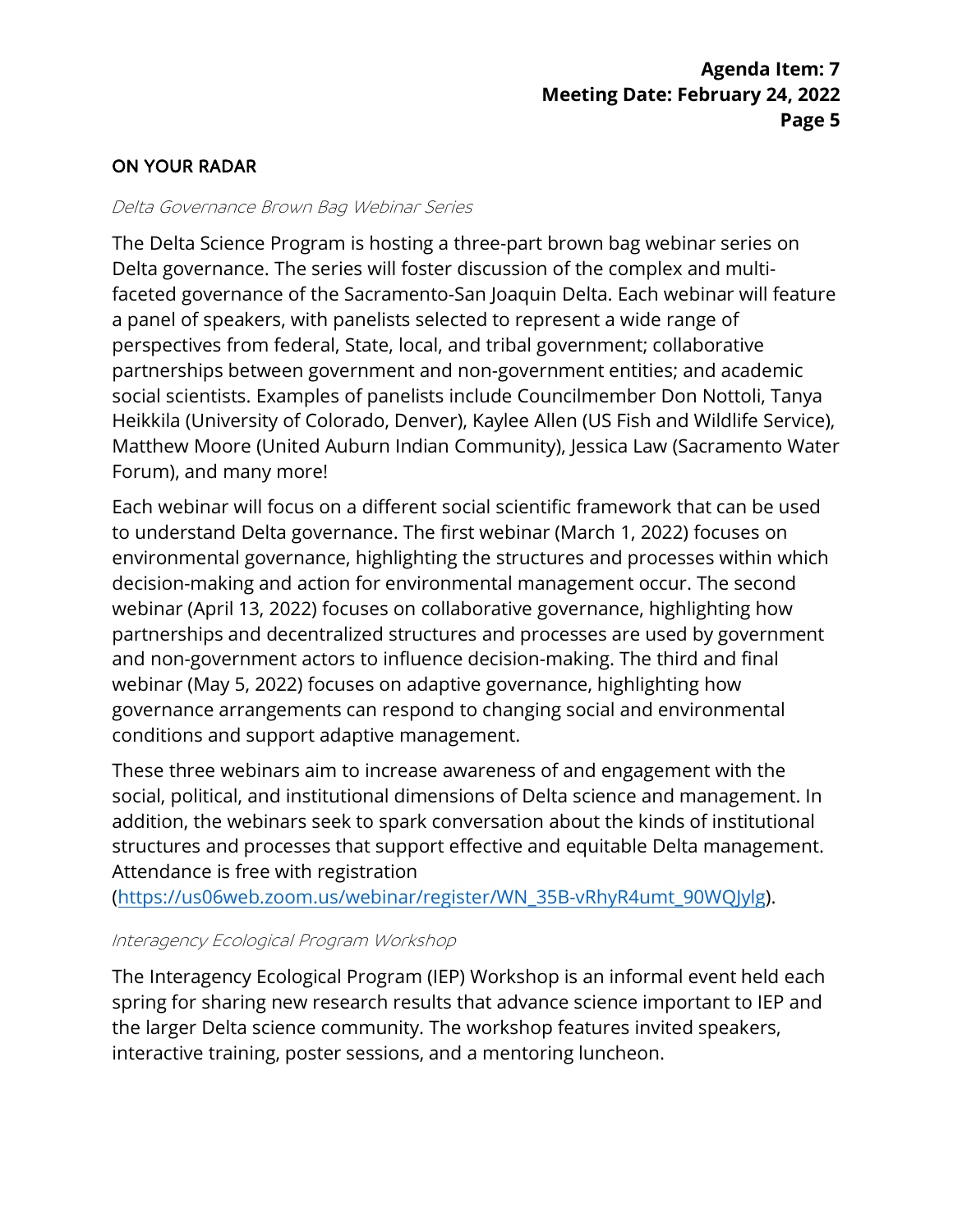## ON YOUR RADAR

*Delta Governance Brown Bag Webinar Series*

The Delta Science Program is hosting a three-part brown bag webinar series on Delta governance. The series will foster discussion of the complex and multi-faceted governance of the Sacramento-San Joaquin Delta. Each webinar will feature a panel of speakers, with panelists selected to represent a wide range of perspectives from federal, State, local, and tribal government; collaborative partnerships between government and non-government entities; and academic social scientists. Examples of panelists include Councilmember Don Nottoli, Tanya Heikkila (University of Colorado, Denver), Kaylee Allen (US Fish and Wildlife Service), Matthew Moore (United Auburn Indian Community), Jessica Law (Sacramento Water Forum), and many more!

Each webinar will focus on a different social scientific framework that can be used to understand Delta governance. The first webinar (March 1, 2022) focuses on environmental governance, highlighting the structures and processes within which decision-making and action for environmental management occur. The second webinar (April 13, 2022) focuses on collaborative governance, highlighting how partnerships and decentralized structures and processes are used by government and non-government actors to influence decision-making. The third and final webinar (May 5, 2022) focuses on adaptive governance, highlighting how governance arrangements can respond to changing social and environmental conditions and support adaptive management.

These three webinars aim to increase awareness of and engagement with the social, political, and institutional dimensions of Delta science and management. In addition, the webinars seek to spark conversation about the kinds of institutional structures and processes that support effective and equitable Delta management. Attendance is free with registration (https://us06web.zoom.us/webinar/register/WN_35B-vRhyR4umt_90WQJylg).

*Interagency Ecological Program Workshop*

The Interagency Ecological Program (IEP) Workshop is an informal event held each spring for sharing new research results that advance science important to IEP and the larger Delta science community. The workshop features invited speakers, interactive training, poster sessions, and a mentoring luncheon.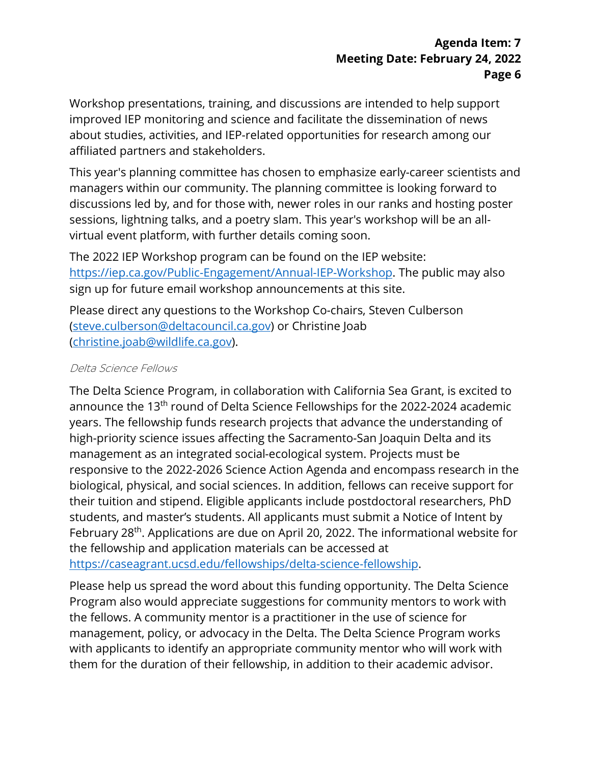Workshop presentations, training, and discussions are intended to help support improved IEP monitoring and science and facilitate the dissemination of news about studies, activities, and IEP-related opportunities for research among our affiliated partners and stakeholders.

This year's planning committee has chosen to emphasize early-career scientists and managers within our community. The planning committee is looking forward to discussions led by, and for those with, newer roles in our ranks and hosting poster sessions, lightning talks, and a poetry slam. This year's workshop will be an all-virtual event platform, with further details coming soon.

The 2022 IEP Workshop program can be found on the IEP website: https://iep.ca.gov/Public-Engagement/Annual-IEP-Workshop. The public may also sign up for future email workshop announcements at this site.

Please direct any questions to the Workshop Co-chairs, Steven Culberson (steve.culberson@deltacouncil.ca.gov) or Christine Joab (christine.joab@wildlife.ca.gov).

#### *Delta Science Fellows*

The Delta Science Program, in collaboration with California Sea Grant, is excited to announce the 13th round of Delta Science Fellowships for the 2022-2024 academic years. The fellowship funds research projects that advance the understanding of high-priority science issues affecting the Sacramento-San Joaquin Delta and its management as an integrated social-ecological system. Projects must be responsive to the 2022-2026 Science Action Agenda and encompass research in the biological, physical, and social sciences. In addition, fellows can receive support for their tuition and stipend. Eligible applicants include postdoctoral researchers, PhD students, and master's students. All applicants must submit a Notice of Intent by February 28th. Applications are due on April 20, 2022. The informational website for the fellowship and application materials can be accessed at https://caseagrant.ucsd.edu/fellowships/delta-science-fellowship.

Please help us spread the word about this funding opportunity. The Delta Science Program also would appreciate suggestions for community mentors to work with the fellows. A community mentor is a practitioner in the use of science for management, policy, or advocacy in the Delta. The Delta Science Program works with applicants to identify an appropriate community mentor who will work with them for the duration of their fellowship, in addition to their academic advisor.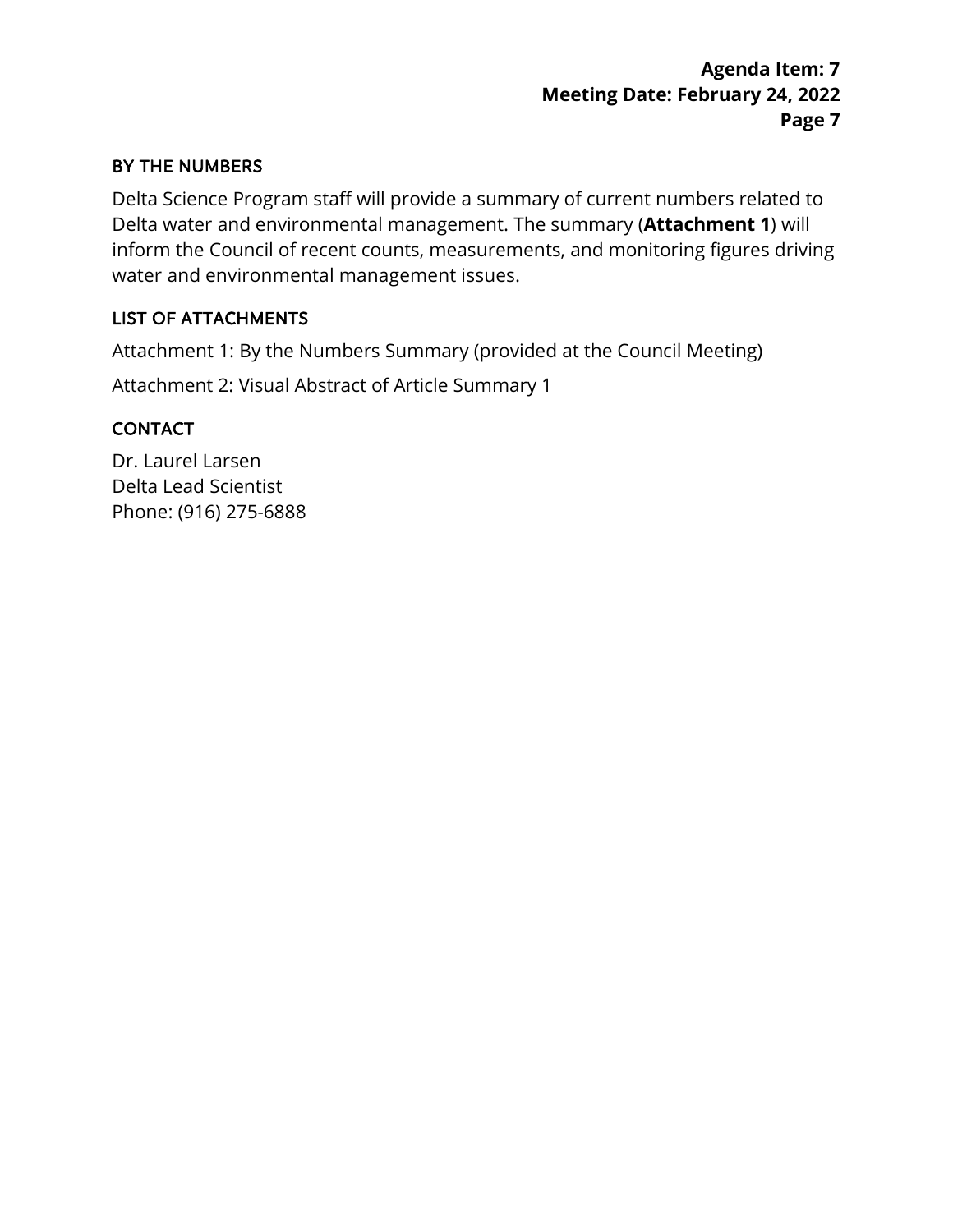## BY THE NUMBERS

Delta Science Program staff will provide a summary of current numbers related to Delta water and environmental management. The summary (**Attachment 1**) will inform the Council of recent counts, measurements, and monitoring figures driving water and environmental management issues.

## LIST OF ATTACHMENTS

Attachment 1: By the Numbers Summary (provided at the Council Meeting)

Attachment 2: Visual Abstract of Article Summary 1

## CONTACT

Dr. Laurel Larsen
Delta Lead Scientist
Phone: (916) 275-6888